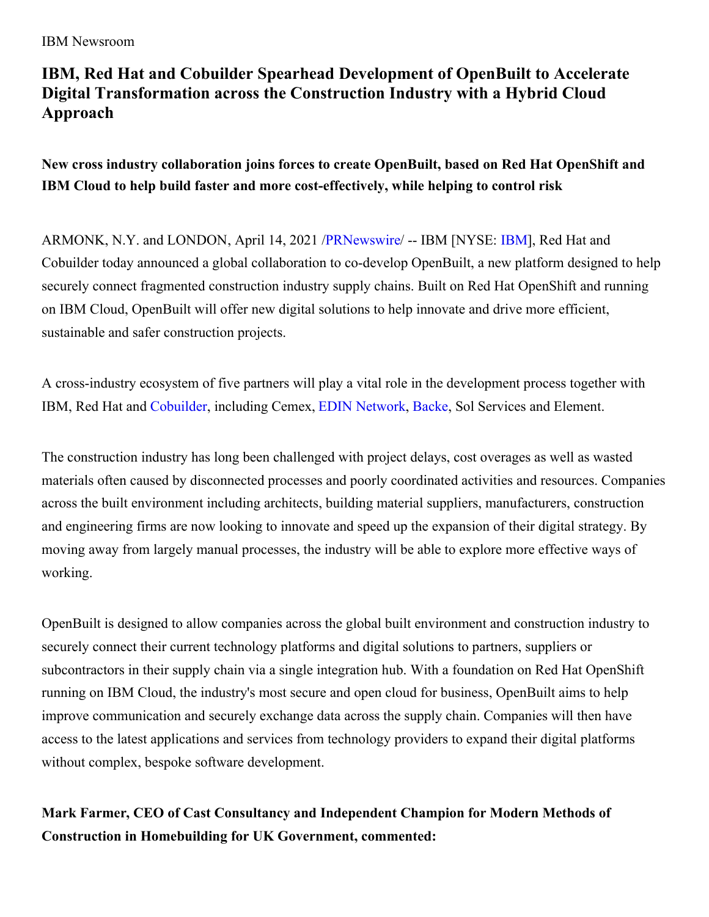IBM Newsroom

# IBM, Red Hat and Cobuilder Spearhead Development of OpenBuilt to Accelerate Digital Transformation across the Construction Industry with a Hybrid Cloud Approach

## New cross industry collaboration joins forces to create OpenBuilt, based on Red Hat OpenShift and IBM Cloud to help build faster and more cost-effectively, while helping to control risk

ARMONK, N.Y. and LONDON, April 14, 2021 /PRNewswire/ -- IBM [NYSE: IBM], Red Hat and Cobuilder today announced a global collaboration to co-develop OpenBuilt, a new platform designed to help securely connect fragmented construction industry supply chains. Built on Red Hat OpenShift and running on IBM Cloud, OpenBuilt will offer new digital solutions to help innovate and drive more efficient, sustainable and safer construction projects.

A cross-industry ecosystem of five partners will play a vital role in the development process together with IBM, Red Hat and Cobuilder, including Cemex, EDIN Network, Backe, Sol Services and Element.

The construction industry has long been challenged with project delays, cost overages as well as wasted materials often caused by disconnected processes and poorly coordinated activities and resources. Companies across the built environment including architects, building material suppliers, manufacturers, construction and engineering firms are now looking to innovate and speed up the expansion of their digital strategy. By moving away from largely manual processes, the industry will be able to explore more effective ways of working.

OpenBuilt is designed to allow companies across the global built environment and construction industry to securely connect their current technology platforms and digital solutions to partners, suppliers or subcontractors in their supply chain via a single integration hub. With a foundation on Red Hat OpenShift running on IBM Cloud, the industry's most secure and open cloud for business, OpenBuilt aims to help improve communication and securely exchange data across the supply chain. Companies will then have access to the latest applications and services from technology providers to expand their digital platforms without complex, bespoke software development.

**Mark Farmer, CEO of Cast Consultancy and Independent Champion for Modern Methods of Construction in Homebuilding for UK Government, commented:**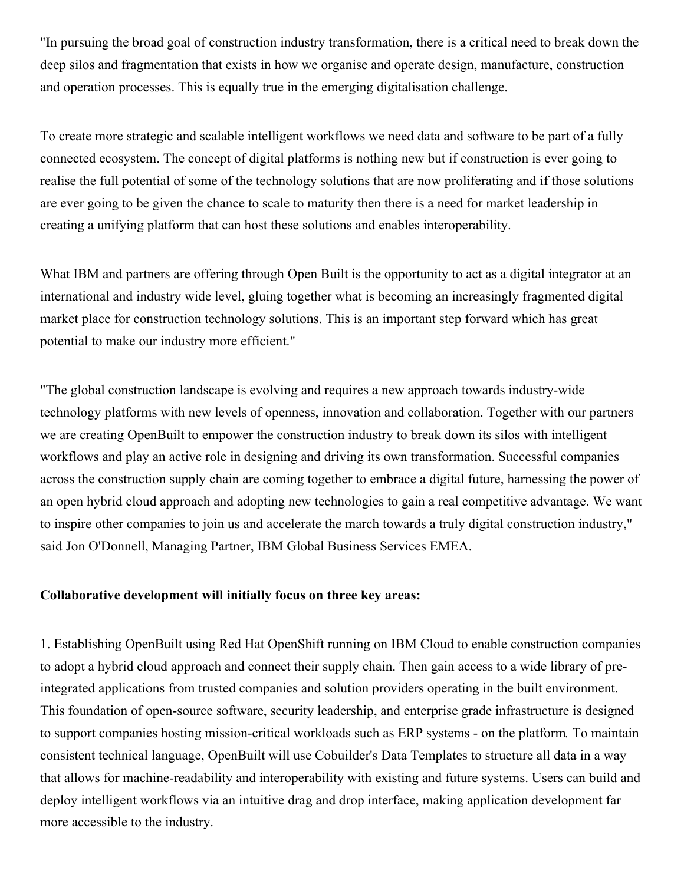"In pursuing the broad goal of construction industry transformation, there is a critical need to break down the deep silos and fragmentation that exists in how we organise and operate design, manufacture, construction and operation processes. This is equally true in the emerging digitalisation challenge.

To create more strategic and scalable intelligent workflows we need data and software to be part of a fully connected ecosystem. The concept of digital platforms is nothing new but if construction is ever going to realise the full potential of some of the technology solutions that are now proliferating and if those solutions are ever going to be given the chance to scale to maturity then there is a need for market leadership in creating a unifying platform that can host these solutions and enables interoperability.

What IBM and partners are offering through Open Built is the opportunity to act as a digital integrator at an international and industry wide level, gluing together what is becoming an increasingly fragmented digital market place for construction technology solutions. This is an important step forward which has great potential to make our industry more efficient."

"The global construction landscape is evolving and requires a new approach towards industry-wide technology platforms with new levels of openness, innovation and collaboration. Together with our partners we are creating OpenBuilt to empower the construction industry to break down its silos with intelligent workflows and play an active role in designing and driving its own transformation. Successful companies across the construction supply chain are coming together to embrace a digital future, harnessing the power of an open hybrid cloud approach and adopting new technologies to gain a real competitive advantage. We want to inspire other companies to join us and accelerate the march towards a truly digital construction industry," said Jon O'Donnell, Managing Partner, IBM Global Business Services EMEA.

**Collaborative development will initially focus on three key areas:**

1. Establishing OpenBuilt using Red Hat OpenShift running on IBM Cloud to enable construction companies to adopt a hybrid cloud approach and connect their supply chain. Then gain access to a wide library of pre-integrated applications from trusted companies and solution providers operating in the built environment. This foundation of open-source software, security leadership, and enterprise grade infrastructure is designed to support companies hosting mission-critical workloads such as ERP systems - on the platform. To maintain consistent technical language, OpenBuilt will use Cobuilder's Data Templates to structure all data in a way that allows for machine-readability and interoperability with existing and future systems. Users can build and deploy intelligent workflows via an intuitive drag and drop interface, making application development far more accessible to the industry.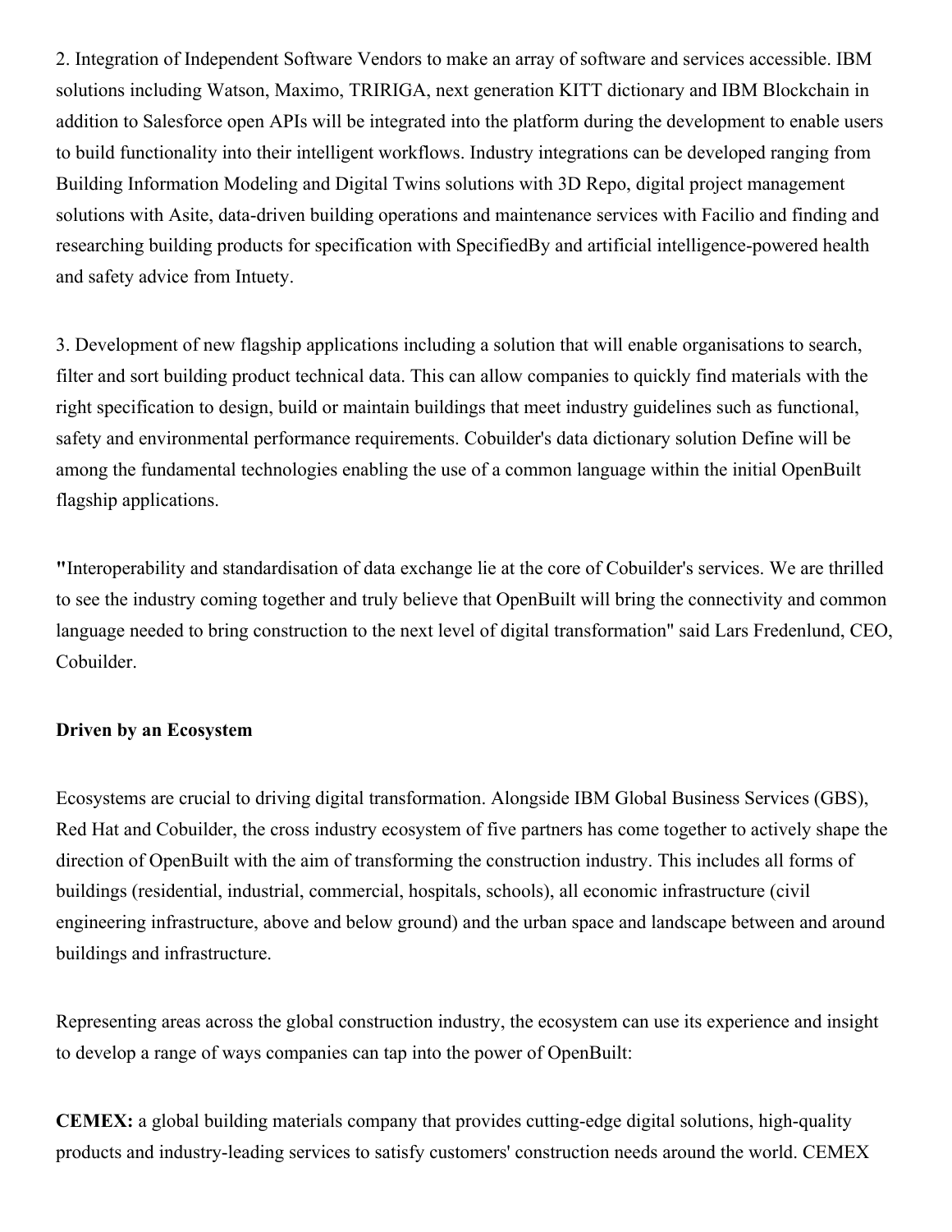2. Integration of Independent Software Vendors to make an array of software and services accessible. IBM solutions including Watson, Maximo, TRIRIGA, next generation KITT dictionary and IBM Blockchain in addition to Salesforce open APIs will be integrated into the platform during the development to enable users to build functionality into their intelligent workflows. Industry integrations can be developed ranging from Building Information Modeling and Digital Twins solutions with 3D Repo, digital project management solutions with Asite, data-driven building operations and maintenance services with Facilio and finding and researching building products for specification with SpecifiedBy and artificial intelligence-powered health and safety advice from Intuety.

3. Development of new flagship applications including a solution that will enable organisations to search, filter and sort building product technical data. This can allow companies to quickly find materials with the right specification to design, build or maintain buildings that meet industry guidelines such as functional, safety and environmental performance requirements. Cobuilder's data dictionary solution Define will be among the fundamental technologies enabling the use of a common language within the initial OpenBuilt flagship applications.

"Interoperability and standardisation of data exchange lie at the core of Cobuilder's services. We are thrilled to see the industry coming together and truly believe that OpenBuilt will bring the connectivity and common language needed to bring construction to the next level of digital transformation" said Lars Fredenlund, CEO, Cobuilder.

**Driven by an Ecosystem**

Ecosystems are crucial to driving digital transformation. Alongside IBM Global Business Services (GBS), Red Hat and Cobuilder, the cross industry ecosystem of five partners has come together to actively shape the direction of OpenBuilt with the aim of transforming the construction industry. This includes all forms of buildings (residential, industrial, commercial, hospitals, schools), all economic infrastructure (civil engineering infrastructure, above and below ground) and the urban space and landscape between and around buildings and infrastructure.

Representing areas across the global construction industry, the ecosystem can use its experience and insight to develop a range of ways companies can tap into the power of OpenBuilt:

**CEMEX:** a global building materials company that provides cutting-edge digital solutions, high-quality products and industry-leading services to satisfy customers' construction needs around the world. CEMEX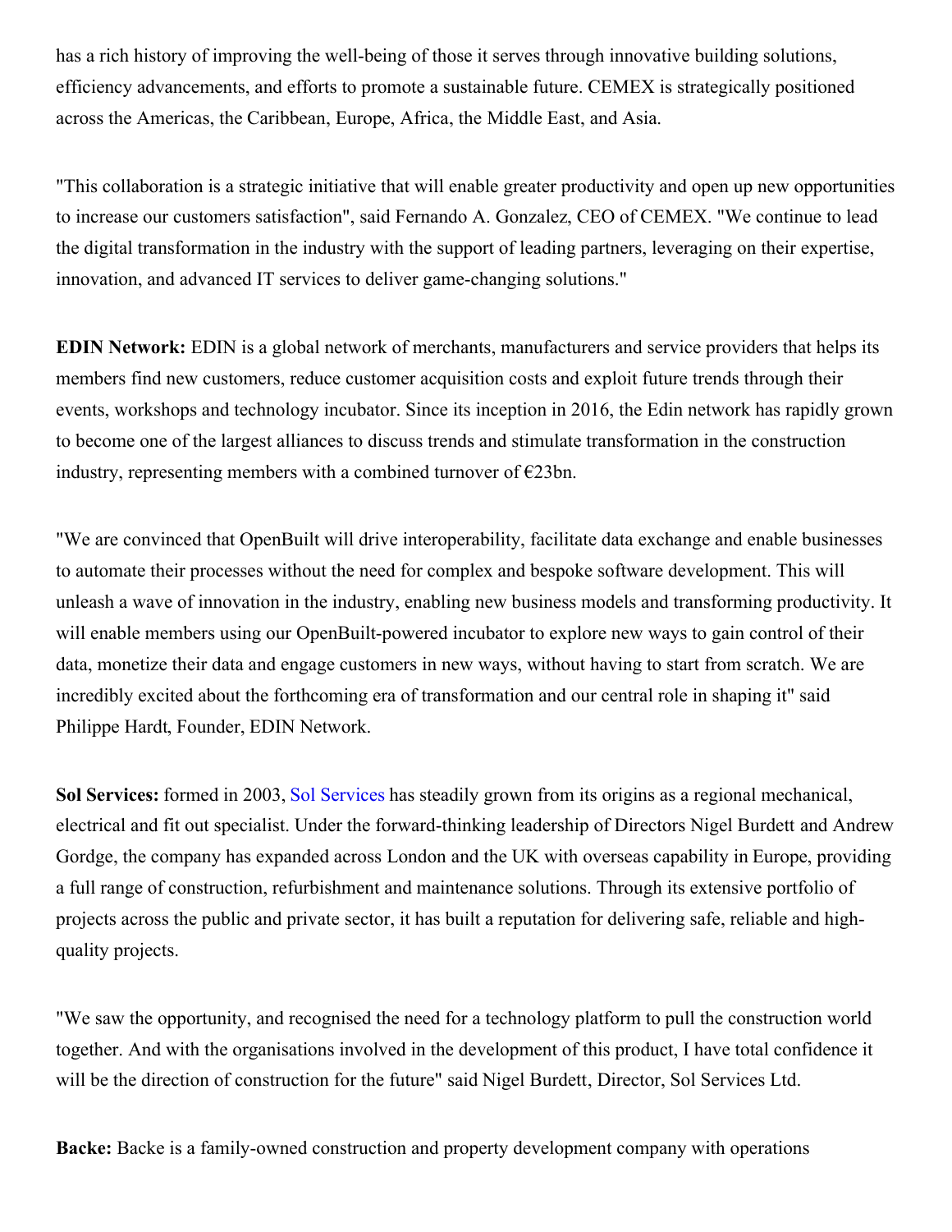has a rich history of improving the well-being of those it serves through innovative building solutions, efficiency advancements, and efforts to promote a sustainable future. CEMEX is strategically positioned across the Americas, the Caribbean, Europe, Africa, the Middle East, and Asia.

"This collaboration is a strategic initiative that will enable greater productivity and open up new opportunities to increase our customers satisfaction", said Fernando A. Gonzalez, CEO of CEMEX. "We continue to lead the digital transformation in the industry with the support of leading partners, leveraging on their expertise, innovation, and advanced IT services to deliver game-changing solutions."

**EDIN Network:** EDIN is a global network of merchants, manufacturers and service providers that helps its members find new customers, reduce customer acquisition costs and exploit future trends through their events, workshops and technology incubator. Since its inception in 2016, the Edin network has rapidly grown to become one of the largest alliances to discuss trends and stimulate transformation in the construction industry, representing members with a combined turnover of €23bn.

"We are convinced that OpenBuilt will drive interoperability, facilitate data exchange and enable businesses to automate their processes without the need for complex and bespoke software development. This will unleash a wave of innovation in the industry, enabling new business models and transforming productivity. It will enable members using our OpenBuilt-powered incubator to explore new ways to gain control of their data, monetize their data and engage customers in new ways, without having to start from scratch. We are incredibly excited about the forthcoming era of transformation and our central role in shaping it" said Philippe Hardt, Founder, EDIN Network.

**Sol Services:** formed in 2003, Sol Services has steadily grown from its origins as a regional mechanical, electrical and fit out specialist. Under the forward-thinking leadership of Directors Nigel Burdett and Andrew Gordge, the company has expanded across London and the UK with overseas capability in Europe, providing a full range of construction, refurbishment and maintenance solutions. Through its extensive portfolio of projects across the public and private sector, it has built a reputation for delivering safe, reliable and high-quality projects.

"We saw the opportunity, and recognised the need for a technology platform to pull the construction world together. And with the organisations involved in the development of this product, I have total confidence it will be the direction of construction for the future" said Nigel Burdett, Director, Sol Services Ltd.

**Backe:** Backe is a family-owned construction and property development company with operations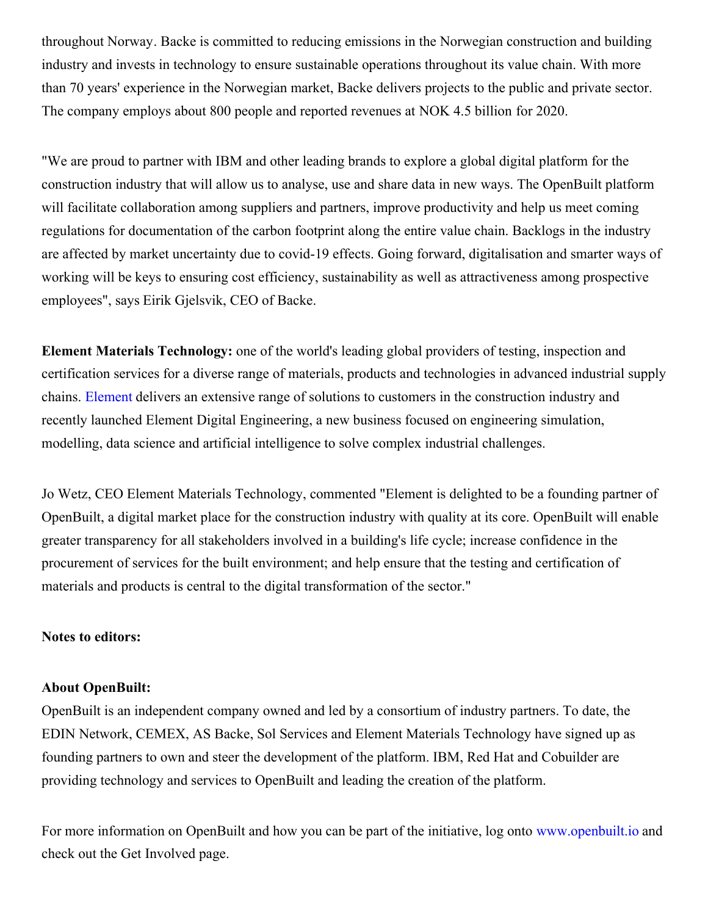throughout Norway. Backe is committed to reducing emissions in the Norwegian construction and building industry and invests in technology to ensure sustainable operations throughout its value chain. With more than 70 years' experience in the Norwegian market, Backe delivers projects to the public and private sector. The company employs about 800 people and reported revenues at NOK 4.5 billion for 2020.

"We are proud to partner with IBM and other leading brands to explore a global digital platform for the construction industry that will allow us to analyse, use and share data in new ways. The OpenBuilt platform will facilitate collaboration among suppliers and partners, improve productivity and help us meet coming regulations for documentation of the carbon footprint along the entire value chain. Backlogs in the industry are affected by market uncertainty due to covid-19 effects. Going forward, digitalisation and smarter ways of working will be keys to ensuring cost efficiency, sustainability as well as attractiveness among prospective employees", says Eirik Gjelsvik, CEO of Backe.

**Element Materials Technology:** one of the world's leading global providers of testing, inspection and certification services for a diverse range of materials, products and technologies in advanced industrial supply chains. Element delivers an extensive range of solutions to customers in the construction industry and recently launched Element Digital Engineering, a new business focused on engineering simulation, modelling, data science and artificial intelligence to solve complex industrial challenges.

Jo Wetz, CEO Element Materials Technology, commented "Element is delighted to be a founding partner of OpenBuilt, a digital market place for the construction industry with quality at its core. OpenBuilt will enable greater transparency for all stakeholders involved in a building's life cycle; increase confidence in the procurement of services for the built environment; and help ensure that the testing and certification of materials and products is central to the digital transformation of the sector."

**Notes to editors:**

**About OpenBuilt:**
OpenBuilt is an independent company owned and led by a consortium of industry partners. To date, the EDIN Network, CEMEX, AS Backe, Sol Services and Element Materials Technology have signed up as founding partners to own and steer the development of the platform. IBM, Red Hat and Cobuilder are providing technology and services to OpenBuilt and leading the creation of the platform.

For more information on OpenBuilt and how you can be part of the initiative, log onto www.openbuilt.io and check out the Get Involved page.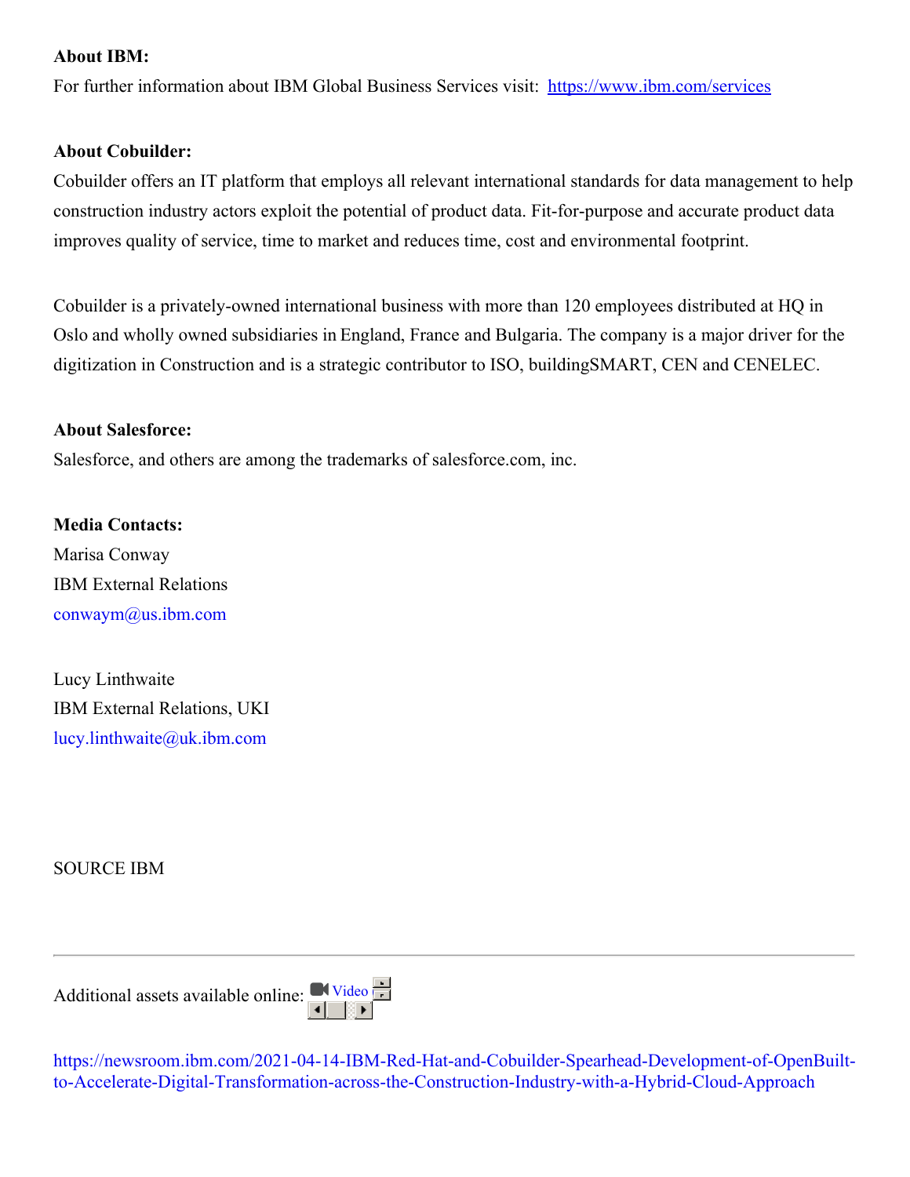**About IBM:**

For further information about IBM Global Business Services visit: https://www.ibm.com/services

**About Cobuilder:**

Cobuilder offers an IT platform that employs all relevant international standards for data management to help construction industry actors exploit the potential of product data. Fit-for-purpose and accurate product data improves quality of service, time to market and reduces time, cost and environmental footprint.

Cobuilder is a privately-owned international business with more than 120 employees distributed at HQ in Oslo and wholly owned subsidiaries in England, France and Bulgaria. The company is a major driver for the digitization in Construction and is a strategic contributor to ISO, buildingSMART, CEN and CENELEC.

**About Salesforce:**

Salesforce, and others are among the trademarks of salesforce.com, inc.

**Media Contacts:**

Marisa Conway
IBM External Relations
conwaym@us.ibm.com

Lucy Linthwaite
IBM External Relations, UKI
lucy.linthwaite@uk.ibm.com

SOURCE IBM

---

Additional assets available online: Video

https://newsroom.ibm.com/2021-04-14-IBM-Red-Hat-and-Cobuilder-Spearhead-Development-of-OpenBuilt-to-Accelerate-Digital-Transformation-across-the-Construction-Industry-with-a-Hybrid-Cloud-Approach